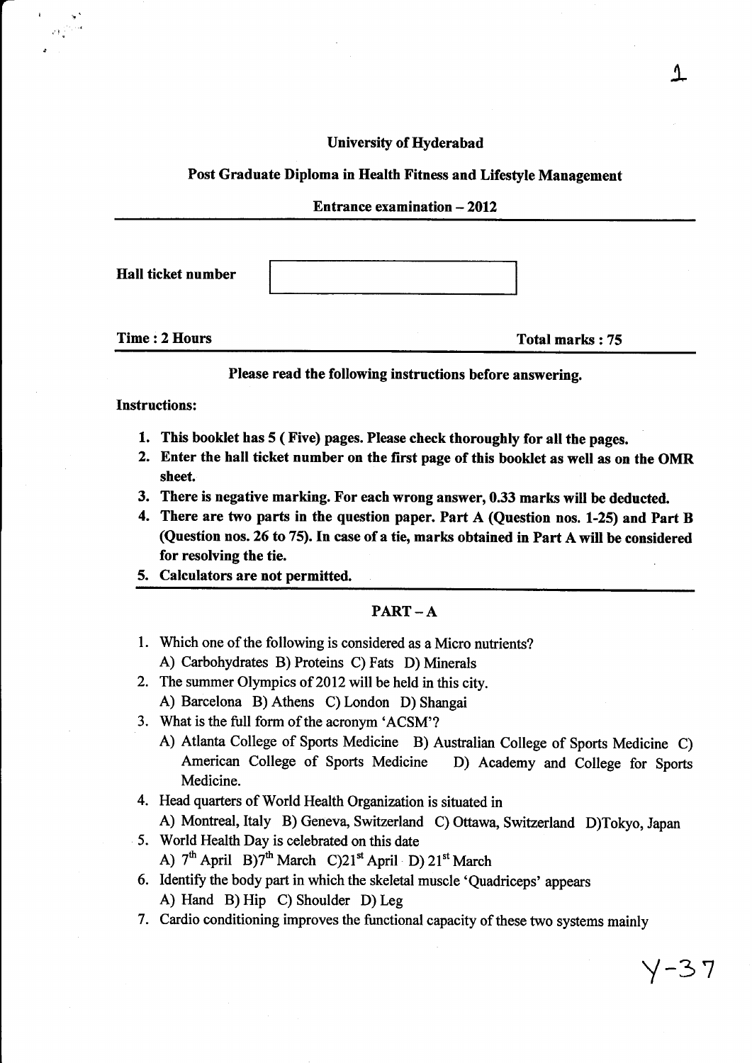# University of Hyderabad

## Post Graduate Diploma in Health Fitness and Lifestyle Management

### Entrance examination – 2012

**Hall ticket number**

**Time : 2 Hours** **Total marks : 75**

**Please read the following instructions before answering.**

**Instructions:**

1. **This booklet has 5 ( Five) pages. Please check thoroughly for all the pages.**
2. **Enter the hall ticket number on the first page of this booklet as well as on the OMR sheet.**
3. **There is negative marking. For each wrong answer, 0.33 marks will be deducted.**
4. **There are two parts in the question paper. Part A (Question nos. 1-25) and Part B (Question nos. 26 to 75). In case of a tie, marks obtained in Part A will be considered for resolving the tie.**
5. **Calculators are not permitted.**

## PART – A

1. Which one of the following is considered as a Micro nutrients?
   A) Carbohydrates B) Proteins C) Fats D) Minerals
2. The summer Olympics of 2012 will be held in this city.
   A) Barcelona B) Athens C) London D) Shangai
3. What is the full form of the acronym 'ACSM'?
   A) Atlanta College of Sports Medicine B) Australian College of Sports Medicine C) American College of Sports Medicine D) Academy and College for Sports Medicine.
4. Head quarters of World Health Organization is situated in
   A) Montreal, Italy B) Geneva, Switzerland C) Ottawa, Switzerland D)Tokyo, Japan
5. World Health Day is celebrated on this date
   A) 7th April B)7th March C)21st April D) 21st March
6. Identify the body part in which the skeletal muscle 'Quadriceps' appears
   A) Hand B) Hip C) Shoulder D) Leg
7. Cardio conditioning improves the functional capacity of these two systems mainly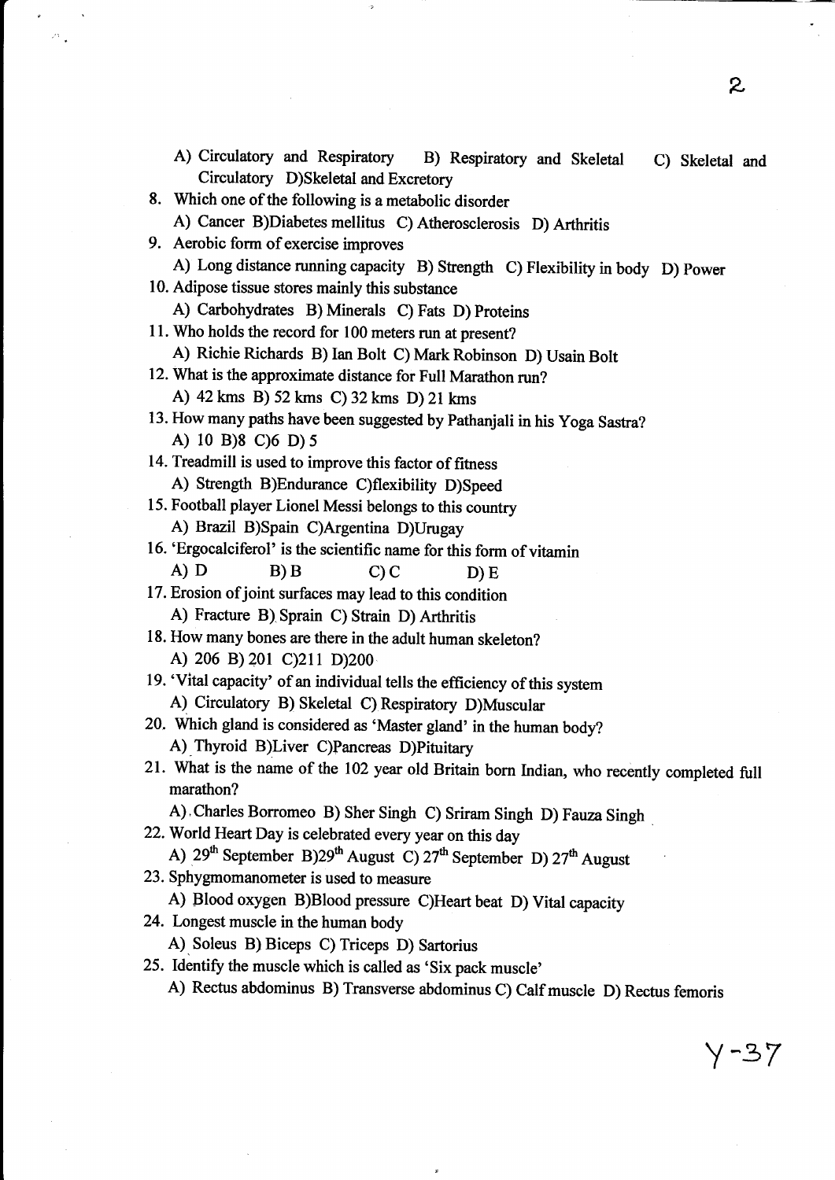A) Circulatory and Respiratory B) Respiratory and Skeletal C) Skeletal and Circulatory D)Skeletal and Excretory

8. Which one of the following is a metabolic disorder
   A) Cancer B)Diabetes mellitus C) Atherosclerosis D) Arthritis
9. Aerobic form of exercise improves
   A) Long distance running capacity B) Strength C) Flexibility in body D) Power
10. Adipose tissue stores mainly this substance
    A) Carbohydrates B) Minerals C) Fats D) Proteins
11. Who holds the record for 100 meters run at present?
    A) Richie Richards B) Ian Bolt C) Mark Robinson D) Usain Bolt
12. What is the approximate distance for Full Marathon run?
    A) 42 kms B) 52 kms C) 32 kms D) 21 kms
13. How many paths have been suggested by Pathanjali in his Yoga Sastra?
    A) 10 B)8 C)6 D) 5
14. Treadmill is used to improve this factor of fitness
    A) Strength B)Endurance C)flexibility D)Speed
15. Football player Lionel Messi belongs to this country
    A) Brazil B)Spain C)Argentina D)Urugay
16. 'Ergocalciferol' is the scientific name for this form of vitamin
    A) D B) B C) C D) E
17. Erosion of joint surfaces may lead to this condition
    A) Fracture B) Sprain C) Strain D) Arthritis
18. How many bones are there in the adult human skeleton?
    A) 206 B) 201 C)211 D)200
19. 'Vital capacity' of an individual tells the efficiency of this system
    A) Circulatory B) Skeletal C) Respiratory D)Muscular
20. Which gland is considered as 'Master gland' in the human body?
    A) Thyroid B)Liver C)Pancreas D)Pituitary
21. What is the name of the 102 year old Britain born Indian, who recently completed full marathon?
    A) Charles Borromeo B) Sher Singh C) Sriram Singh D) Fauza Singh
22. World Heart Day is celebrated every year on this day
    A) 29th September B)29th August C) 27th September D) 27th August
23. Sphygmomanometer is used to measure
    A) Blood oxygen B)Blood pressure C)Heart beat D) Vital capacity
24. Longest muscle in the human body
    A) Soleus B) Biceps C) Triceps D) Sartorius
25. Identify the muscle which is called as 'Six pack muscle'
    A) Rectus abdominus B) Transverse abdominus C) Calf muscle D) Rectus femoris

Y-37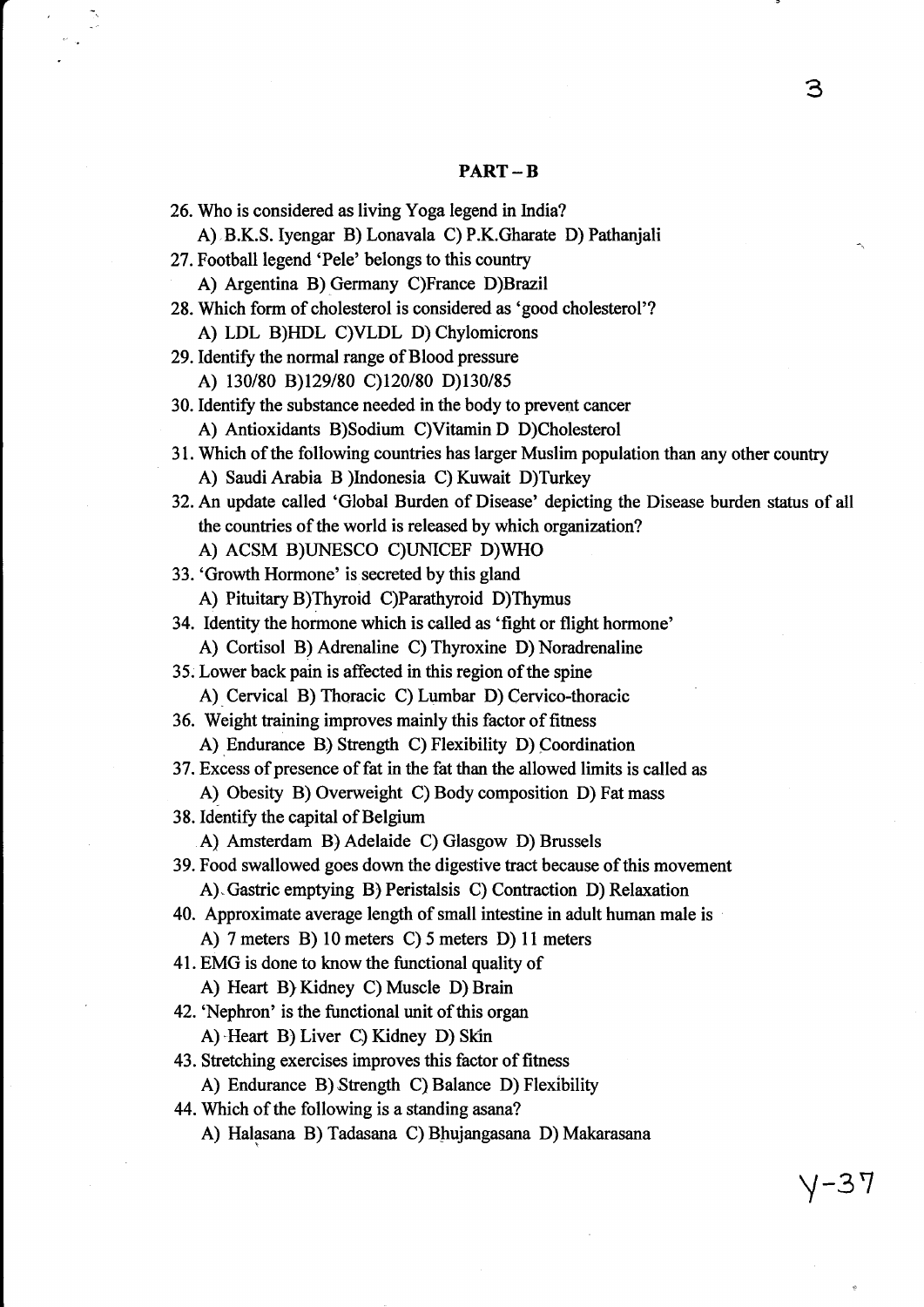## PART – B

26. Who is considered as living Yoga legend in India?
    A) B.K.S. Iyengar B) Lonavala C) P.K.Gharate D) Pathanjali
27. Football legend 'Pele' belongs to this country
    A) Argentina B) Germany C)France D)Brazil
28. Which form of cholesterol is considered as 'good cholesterol'?
    A) LDL B)HDL C)VLDL D) Chylomicrons
29. Identify the normal range of Blood pressure
    A) 130/80 B)129/80 C)120/80 D)130/85
30. Identify the substance needed in the body to prevent cancer
    A) Antioxidants B)Sodium C)Vitamin D D)Cholesterol
31. Which of the following countries has larger Muslim population than any other country
    A) Saudi Arabia B )Indonesia C) Kuwait D)Turkey
32. An update called 'Global Burden of Disease' depicting the Disease burden status of all the countries of the world is released by which organization?
    A) ACSM B)UNESCO C)UNICEF D)WHO
33. 'Growth Hormone' is secreted by this gland
    A) Pituitary B)Thyroid C)Parathyroid D)Thymus
34. Identity the hormone which is called as 'fight or flight hormone'
    A) Cortisol B) Adrenaline C) Thyroxine D) Noradrenaline
35. Lower back pain is affected in this region of the spine
    A) Cervical B) Thoracic C) Lumbar D) Cervico-thoracic
36. Weight training improves mainly this factor of fitness
    A) Endurance B) Strength C) Flexibility D) Coordination
37. Excess of presence of fat in the fat than the allowed limits is called as
    A) Obesity B) Overweight C) Body composition D) Fat mass
38. Identify the capital of Belgium
    A) Amsterdam B) Adelaide C) Glasgow D) Brussels
39. Food swallowed goes down the digestive tract because of this movement
    A) Gastric emptying B) Peristalsis C) Contraction D) Relaxation
40. Approximate average length of small intestine in adult human male is
    A) 7 meters B) 10 meters C) 5 meters D) 11 meters
41. EMG is done to know the functional quality of
    A) Heart B) Kidney C) Muscle D) Brain
42. 'Nephron' is the functional unit of this organ
    A) Heart B) Liver C) Kidney D) Skin
43. Stretching exercises improves this factor of fitness
    A) Endurance B) Strength C) Balance D) Flexibility
44. Which of the following is a standing asana?
    A) Halasana B) Tadasana C) Bhujangasana D) Makarasana

Y-37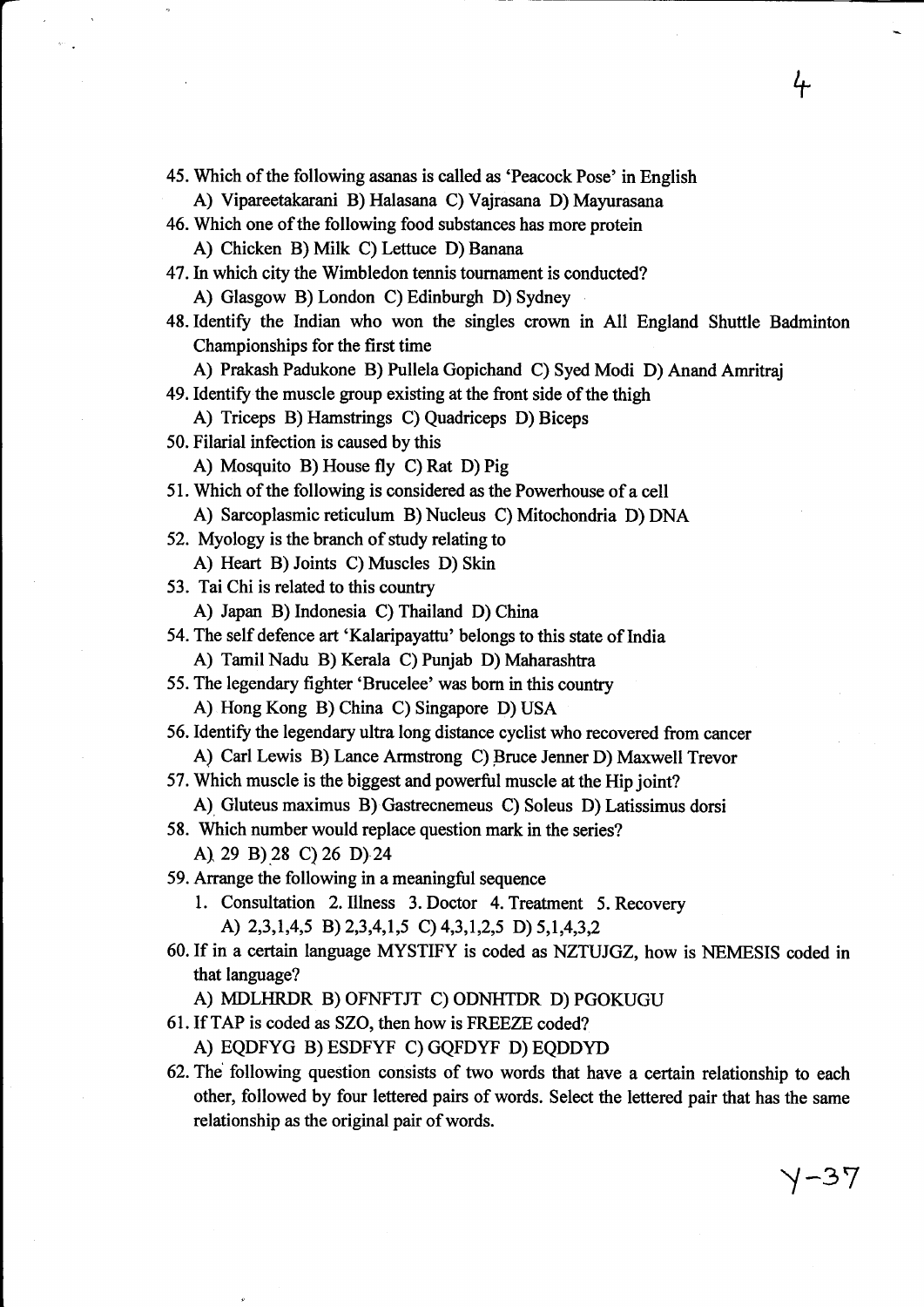45. Which of the following asanas is called as 'Peacock Pose' in English
    A) Vipareetakarani B) Halasana C) Vajrasana D) Mayurasana
46. Which one of the following food substances has more protein
    A) Chicken B) Milk C) Lettuce D) Banana
47. In which city the Wimbledon tennis tournament is conducted?
    A) Glasgow B) London C) Edinburgh D) Sydney
48. Identify the Indian who won the singles crown in All England Shuttle Badminton Championships for the first time
    A) Prakash Padukone B) Pullela Gopichand C) Syed Modi D) Anand Amritraj
49. Identify the muscle group existing at the front side of the thigh
    A) Triceps B) Hamstrings C) Quadriceps D) Biceps
50. Filarial infection is caused by this
    A) Mosquito B) House fly C) Rat D) Pig
51. Which of the following is considered as the Powerhouse of a cell
    A) Sarcoplasmic reticulum B) Nucleus C) Mitochondria D) DNA
52. Myology is the branch of study relating to
    A) Heart B) Joints C) Muscles D) Skin
53. Tai Chi is related to this country
    A) Japan B) Indonesia C) Thailand D) China
54. The self defence art 'Kalaripayattu' belongs to this state of India
    A) Tamil Nadu B) Kerala C) Punjab D) Maharashtra
55. The legendary fighter 'Brucelee' was born in this country
    A) Hong Kong B) China C) Singapore D) USA
56. Identify the legendary ultra long distance cyclist who recovered from cancer
    A) Carl Lewis B) Lance Armstrong C) Bruce Jenner D) Maxwell Trevor
57. Which muscle is the biggest and powerful muscle at the Hip joint?
    A) Gluteus maximus B) Gastrecnemeus C) Soleus D) Latissimus dorsi
58. Which number would replace question mark in the series?
    A) 29 B) 28 C) 26 D) 24
59. Arrange the following in a meaningful sequence
    1. Consultation 2. Illness 3. Doctor 4. Treatment 5. Recovery
    A) 2,3,1,4,5 B) 2,3,4,1,5 C) 4,3,1,2,5 D) 5,1,4,3,2
60. If in a certain language MYSTIFY is coded as NZTUJGZ, how is NEMESIS coded in that language?
    A) MDLHRDR B) OFNFTJT C) ODNHTDR D) PGOKUGU
61. If TAP is coded as SZO, then how is FREEZE coded?
    A) EQDFYG B) ESDFYF C) GQFDYF D) EQDDYD
62. The following question consists of two words that have a certain relationship to each other, followed by four lettered pairs of words. Select the lettered pair that has the same relationship as the original pair of words.

Y-37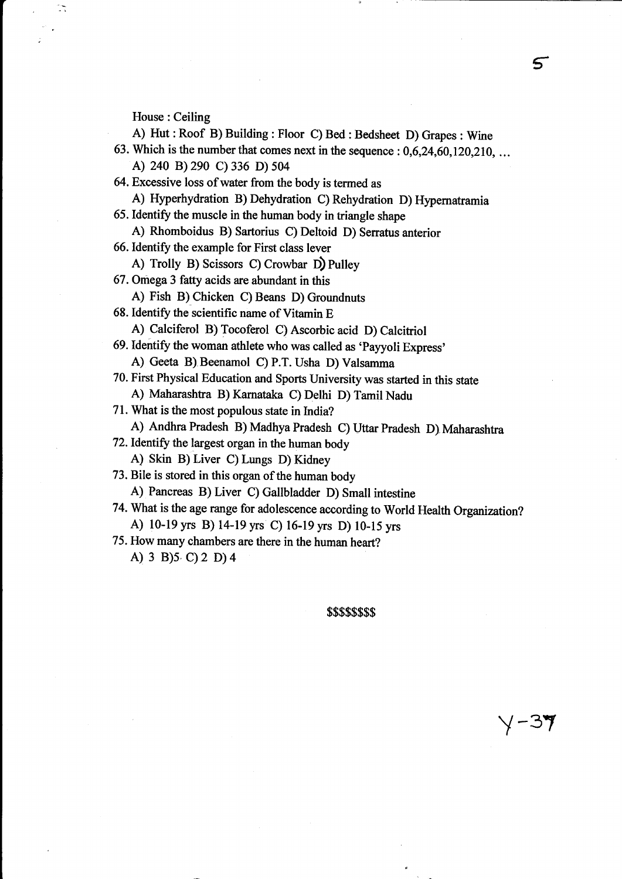House : Ceiling

A) Hut : Roof B) Building : Floor C) Bed : Bedsheet D) Grapes : Wine

63. Which is the number that comes next in the sequence : 0,6,24,60,120,210, ...

A) 240 B) 290 C) 336 D) 504

64. Excessive loss of water from the body is termed as

A) Hyperhydration B) Dehydration C) Rehydration D) Hypernatramia

65. Identify the muscle in the human body in triangle shape

A) Rhomboidus B) Sartorius C) Deltoid D) Serratus anterior

66. Identify the example for First class lever

A) Trolly B) Scissors C) Crowbar D) Pulley

67. Omega 3 fatty acids are abundant in this

A) Fish B) Chicken C) Beans D) Groundnuts

68. Identify the scientific name of Vitamin E

A) Calciferol B) Tocoferol C) Ascorbic acid D) Calcitriol

69. Identify the woman athlete who was called as 'Payyoli Express'

A) Geeta B) Beenamol C) P.T. Usha D) Valsamma

70. First Physical Education and Sports University was started in this state

A) Maharashtra B) Karnataka C) Delhi D) Tamil Nadu

71. What is the most populous state in India?

A) Andhra Pradesh B) Madhya Pradesh C) Uttar Pradesh D) Maharashtra

72. Identify the largest organ in the human body

A) Skin B) Liver C) Lungs D) Kidney

73. Bile is stored in this organ of the human body

A) Pancreas B) Liver C) Gallbladder D) Small intestine

74. What is the age range for adolescence according to World Health Organization?

A) 10-19 yrs B) 14-19 yrs C) 16-19 yrs D) 10-15 yrs

75. How many chambers are there in the human heart?

A) 3 B) 5 C) 2 D) 4

$$$$$$$$

Y-37